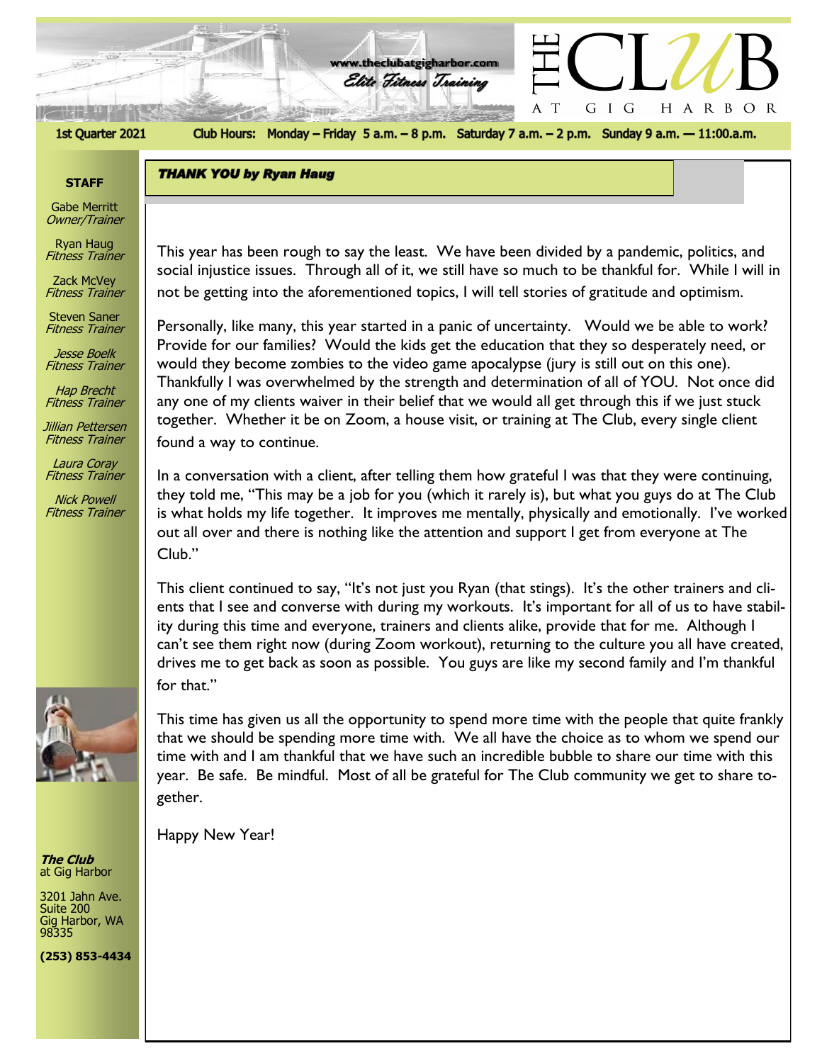# THE CLUB AT GIG HARBOR

www.theclubatgigharbor.com
*Elite Fitness Training*

**1st Quarter 2021** — **Club Hours:** Monday – Friday 5 a.m. – 8 p.m. Saturday 7 a.m. – 2 p.m. Sunday 9 a.m. — 11:00.a.m.

**STAFF**

Gabe Merritt
*Owner/Trainer*

Ryan Haug
*Fitness Trainer*

Zack McVey
*Fitness Trainer*

Steven Saner
*Fitness Trainer*

*Jesse Boelk*
*Fitness Trainer*

*Hap Brecht*
*Fitness Trainer*

*Jillian Pettersen*
*Fitness Trainer*

*Laura Coray*
*Fitness Trainer*

*Nick Powell*
*Fitness Trainer*

***The Club***
at Gig Harbor

3201 Jahn Ave.
Suite 200
Gig Harbor, WA
98335

**(253) 853-4434**

## *THANK YOU by Ryan Haug*

This year has been rough to say the least. We have been divided by a pandemic, politics, and social injustice issues. Through all of it, we still have so much to be thankful for. While I will in not be getting into the aforementioned topics, I will tell stories of gratitude and optimism.

Personally, like many, this year started in a panic of uncertainty. Would we be able to work? Provide for our families? Would the kids get the education that they so desperately need, or would they become zombies to the video game apocalypse (jury is still out on this one). Thankfully I was overwhelmed by the strength and determination of all of YOU. Not once did any one of my clients waiver in their belief that we would all get through this if we just stuck together. Whether it be on Zoom, a house visit, or training at The Club, every single client found a way to continue.

In a conversation with a client, after telling them how grateful I was that they were continuing, they told me, "This may be a job for you (which it rarely is), but what you guys do at The Club is what holds my life together. It improves me mentally, physically and emotionally. I've worked out all over and there is nothing like the attention and support I get from everyone at The Club."

This client continued to say, "It's not just you Ryan (that stings). It's the other trainers and clients that I see and converse with during my workouts. It's important for all of us to have stability during this time and everyone, trainers and clients alike, provide that for me. Although I can't see them right now (during Zoom workout), returning to the culture you all have created, drives me to get back as soon as possible. You guys are like my second family and I'm thankful for that."

This time has given us all the opportunity to spend more time with the people that quite frankly that we should be spending more time with. We all have the choice as to whom we spend our time with and I am thankful that we have such an incredible bubble to share our time with this year. Be safe. Be mindful. Most of all be grateful for The Club community we get to share together.

Happy New Year!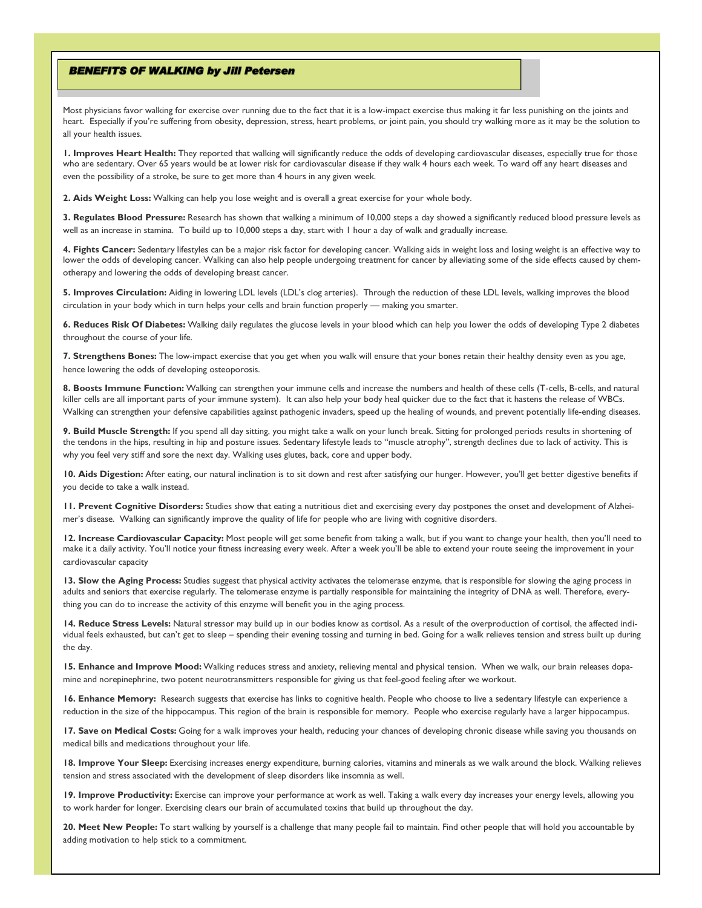## *BENEFITS OF WALKING by Jill Petersen*

Most physicians favor walking for exercise over running due to the fact that it is a low-impact exercise thus making it far less punishing on the joints and heart. Especially if you're suffering from obesity, depression, stress, heart problems, or joint pain, you should try walking more as it may be the solution to all your health issues.

**1. Improves Heart Health:** They reported that walking will significantly reduce the odds of developing cardiovascular diseases, especially true for those who are sedentary. Over 65 years would be at lower risk for cardiovascular disease if they walk 4 hours each week. To ward off any heart diseases and even the possibility of a stroke, be sure to get more than 4 hours in any given week.

**2. Aids Weight Loss:** Walking can help you lose weight and is overall a great exercise for your whole body.

**3. Regulates Blood Pressure:** Research has shown that walking a minimum of 10,000 steps a day showed a significantly reduced blood pressure levels as well as an increase in stamina. To build up to 10,000 steps a day, start with 1 hour a day of walk and gradually increase.

**4. Fights Cancer:** Sedentary lifestyles can be a major risk factor for developing cancer. Walking aids in weight loss and losing weight is an effective way to lower the odds of developing cancer. Walking can also help people undergoing treatment for cancer by alleviating some of the side effects caused by chemotherapy and lowering the odds of developing breast cancer.

**5. Improves Circulation:** Aiding in lowering LDL levels (LDL's clog arteries). Through the reduction of these LDL levels, walking improves the blood circulation in your body which in turn helps your cells and brain function properly — making you smarter.

**6. Reduces Risk Of Diabetes:** Walking daily regulates the glucose levels in your blood which can help you lower the odds of developing Type 2 diabetes throughout the course of your life.

**7. Strengthens Bones:** The low-impact exercise that you get when you walk will ensure that your bones retain their healthy density even as you age, hence lowering the odds of developing osteoporosis.

**8. Boosts Immune Function:** Walking can strengthen your immune cells and increase the numbers and health of these cells (T-cells, B-cells, and natural killer cells are all important parts of your immune system). It can also help your body heal quicker due to the fact that it hastens the release of WBCs. Walking can strengthen your defensive capabilities against pathogenic invaders, speed up the healing of wounds, and prevent potentially life-ending diseases.

**9. Build Muscle Strength:** If you spend all day sitting, you might take a walk on your lunch break. Sitting for prolonged periods results in shortening of the tendons in the hips, resulting in hip and posture issues. Sedentary lifestyle leads to "muscle atrophy", strength declines due to lack of activity. This is why you feel very stiff and sore the next day. Walking uses glutes, back, core and upper body.

**10. Aids Digestion:** After eating, our natural inclination is to sit down and rest after satisfying our hunger. However, you'll get better digestive benefits if you decide to take a walk instead.

**11. Prevent Cognitive Disorders:** Studies show that eating a nutritious diet and exercising every day postpones the onset and development of Alzheimer's disease. Walking can significantly improve the quality of life for people who are living with cognitive disorders.

**12. Increase Cardiovascular Capacity:** Most people will get some benefit from taking a walk, but if you want to change your health, then you'll need to make it a daily activity. You'll notice your fitness increasing every week. After a week you'll be able to extend your route seeing the improvement in your cardiovascular capacity

**13. Slow the Aging Process:** Studies suggest that physical activity activates the telomerase enzyme, that is responsible for slowing the aging process in adults and seniors that exercise regularly. The telomerase enzyme is partially responsible for maintaining the integrity of DNA as well. Therefore, everything you can do to increase the activity of this enzyme will benefit you in the aging process.

**14. Reduce Stress Levels:** Natural stressor may build up in our bodies know as cortisol. As a result of the overproduction of cortisol, the affected individual feels exhausted, but can't get to sleep – spending their evening tossing and turning in bed. Going for a walk relieves tension and stress built up during the day.

**15. Enhance and Improve Mood:** Walking reduces stress and anxiety, relieving mental and physical tension. When we walk, our brain releases dopamine and norepinephrine, two potent neurotransmitters responsible for giving us that feel-good feeling after we workout.

**16. Enhance Memory:** Research suggests that exercise has links to cognitive health. People who choose to live a sedentary lifestyle can experience a reduction in the size of the hippocampus. This region of the brain is responsible for memory. People who exercise regularly have a larger hippocampus.

**17. Save on Medical Costs:** Going for a walk improves your health, reducing your chances of developing chronic disease while saving you thousands on medical bills and medications throughout your life.

**18. Improve Your Sleep:** Exercising increases energy expenditure, burning calories, vitamins and minerals as we walk around the block. Walking relieves tension and stress associated with the development of sleep disorders like insomnia as well.

**19. Improve Productivity:** Exercise can improve your performance at work as well. Taking a walk every day increases your energy levels, allowing you to work harder for longer. Exercising clears our brain of accumulated toxins that build up throughout the day.

**20. Meet New People:** To start walking by yourself is a challenge that many people fail to maintain. Find other people that will hold you accountable by adding motivation to help stick to a commitment.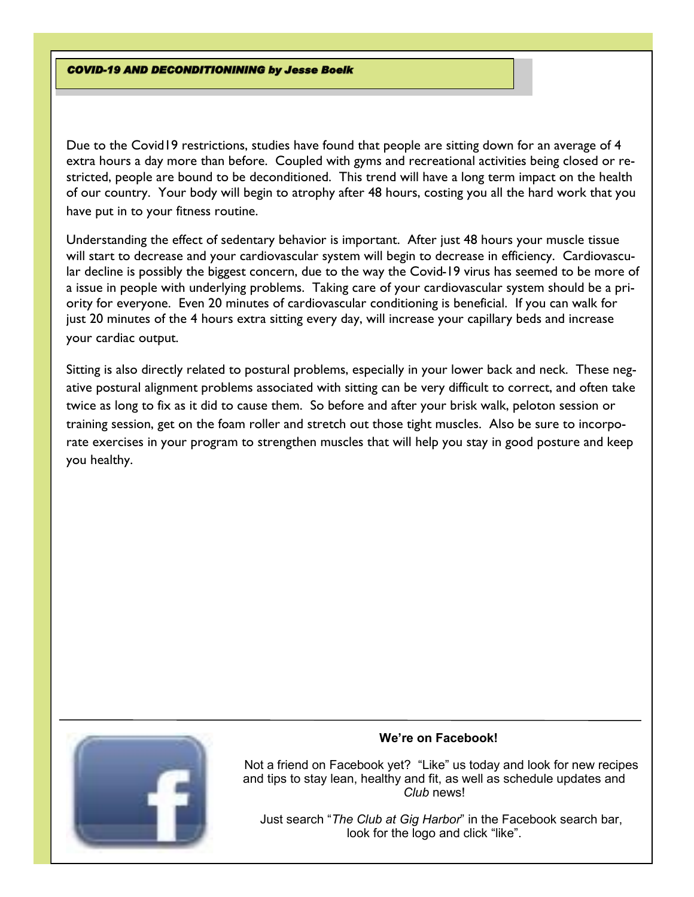## COVID-19 AND DECONDITIONINING by Jesse Boelk

Due to the Covid19 restrictions, studies have found that people are sitting down for an average of 4 extra hours a day more than before. Coupled with gyms and recreational activities being closed or restricted, people are bound to be deconditioned. This trend will have a long term impact on the health of our country. Your body will begin to atrophy after 48 hours, costing you all the hard work that you have put in to your fitness routine.

Understanding the effect of sedentary behavior is important. After just 48 hours your muscle tissue will start to decrease and your cardiovascular system will begin to decrease in efficiency. Cardiovascular decline is possibly the biggest concern, due to the way the Covid-19 virus has seemed to be more of a issue in people with underlying problems. Taking care of your cardiovascular system should be a priority for everyone. Even 20 minutes of cardiovascular conditioning is beneficial. If you can walk for just 20 minutes of the 4 hours extra sitting every day, will increase your capillary beds and increase your cardiac output.

Sitting is also directly related to postural problems, especially in your lower back and neck. These negative postural alignment problems associated with sitting can be very difficult to correct, and often take twice as long to fix as it did to cause them. So before and after your brisk walk, peloton session or training session, get on the foam roller and stretch out those tight muscles. Also be sure to incorporate exercises in your program to strengthen muscles that will help you stay in good posture and keep you healthy.

---

**We're on Facebook!**

Not a friend on Facebook yet? "Like" us today and look for new recipes and tips to stay lean, healthy and fit, as well as schedule updates and *Club* news!

Just search "*The Club at Gig Harbor*" in the Facebook search bar, look for the logo and click "like".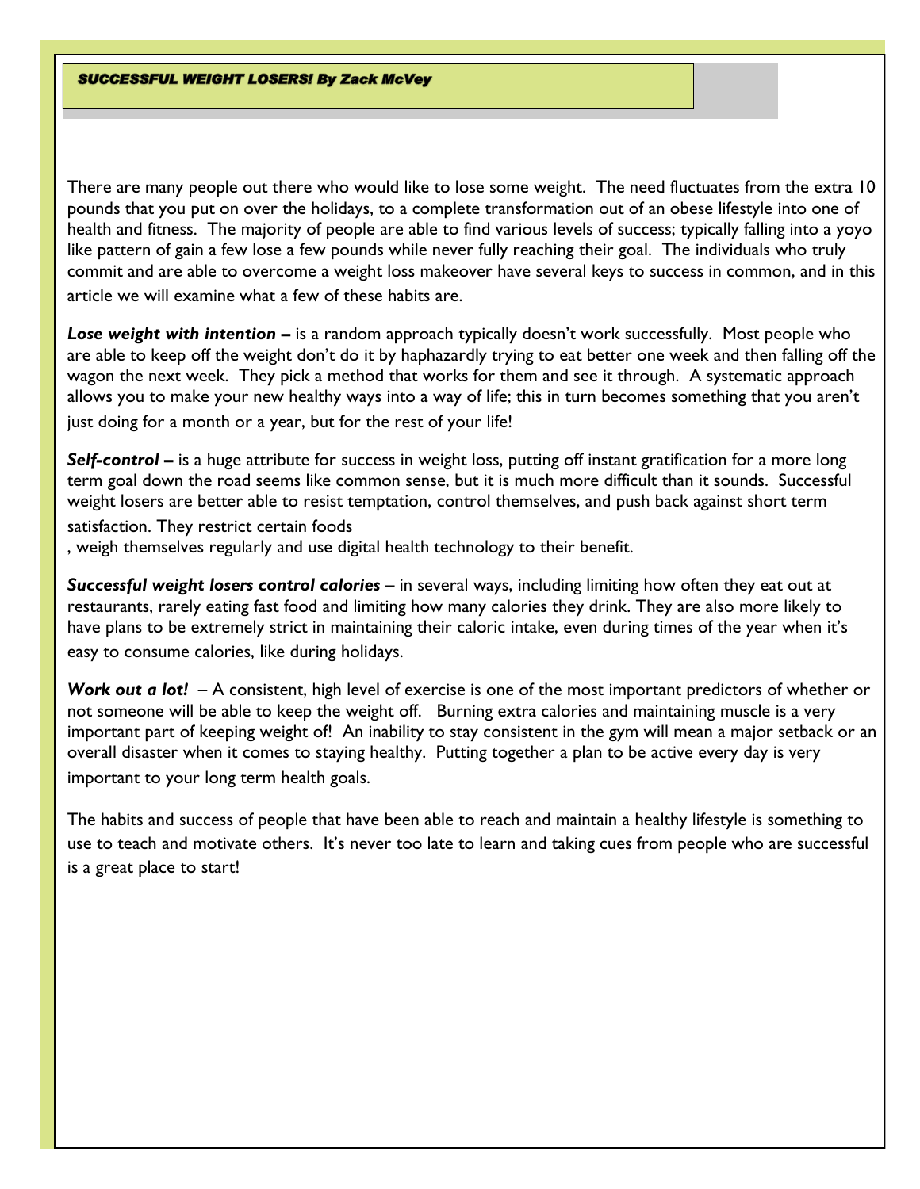## ***SUCCESSFUL WEIGHT LOSERS! By Zack McVey***

There are many people out there who would like to lose some weight. The need fluctuates from the extra 10 pounds that you put on over the holidays, to a complete transformation out of an obese lifestyle into one of health and fitness. The majority of people are able to find various levels of success; typically falling into a yoyo like pattern of gain a few lose a few pounds while never fully reaching their goal. The individuals who truly commit and are able to overcome a weight loss makeover have several keys to success in common, and in this article we will examine what a few of these habits are.

***Lose weight with intention –*** is a random approach typically doesn't work successfully. Most people who are able to keep off the weight don't do it by haphazardly trying to eat better one week and then falling off the wagon the next week. They pick a method that works for them and see it through. A systematic approach allows you to make your new healthy ways into a way of life; this in turn becomes something that you aren't just doing for a month or a year, but for the rest of your life!

***Self-control –*** is a huge attribute for success in weight loss, putting off instant gratification for a more long term goal down the road seems like common sense, but it is much more difficult than it sounds. Successful weight losers are better able to resist temptation, control themselves, and push back against short term satisfaction. They restrict certain foods

, weigh themselves regularly and use digital health technology to their benefit.

***Successful weight losers control calories*** – in several ways, including limiting how often they eat out at restaurants, rarely eating fast food and limiting how many calories they drink. They are also more likely to have plans to be extremely strict in maintaining their caloric intake, even during times of the year when it's easy to consume calories, like during holidays.

***Work out a lot!*** – A consistent, high level of exercise is one of the most important predictors of whether or not someone will be able to keep the weight off. Burning extra calories and maintaining muscle is a very important part of keeping weight of! An inability to stay consistent in the gym will mean a major setback or an overall disaster when it comes to staying healthy. Putting together a plan to be active every day is very important to your long term health goals.

The habits and success of people that have been able to reach and maintain a healthy lifestyle is something to use to teach and motivate others. It's never too late to learn and taking cues from people who are successful is a great place to start!